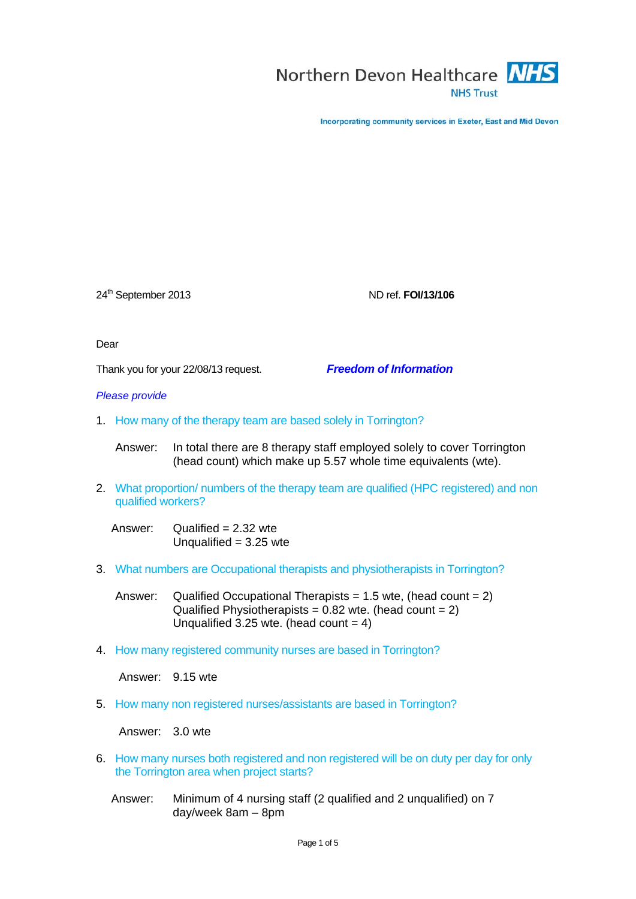Northern Devon Healthcare NHS Trust

Incorporating community services in Exeter, East and Mid Devon

24th September 2013 ND ref. **FOI/13/106**

Dear

Thank you for your 22/08/13 request. ***Freedom of Information***

*Please provide*

1. How many of the therapy team are based solely in Torrington?

   Answer: In total there are 8 therapy staff employed solely to cover Torrington (head count) which make up 5.57 whole time equivalents (wte).

2. What proportion/ numbers of the therapy team are qualified (HPC registered) and non qualified workers?

   Answer: Qualified = 2.32 wte
   Unqualified = 3.25 wte

3. What numbers are Occupational therapists and physiotherapists in Torrington?

   Answer: Qualified Occupational Therapists = 1.5 wte, (head count = 2)
   Qualified Physiotherapists = 0.82 wte. (head count = 2)
   Unqualified 3.25 wte. (head count = 4)

4. How many registered community nurses are based in Torrington?

   Answer: 9.15 wte

5. How many non registered nurses/assistants are based in Torrington?

   Answer: 3.0 wte

6. How many nurses both registered and non registered will be on duty per day for only the Torrington area when project starts?

   Answer: Minimum of 4 nursing staff (2 qualified and 2 unqualified) on 7 day/week 8am – 8pm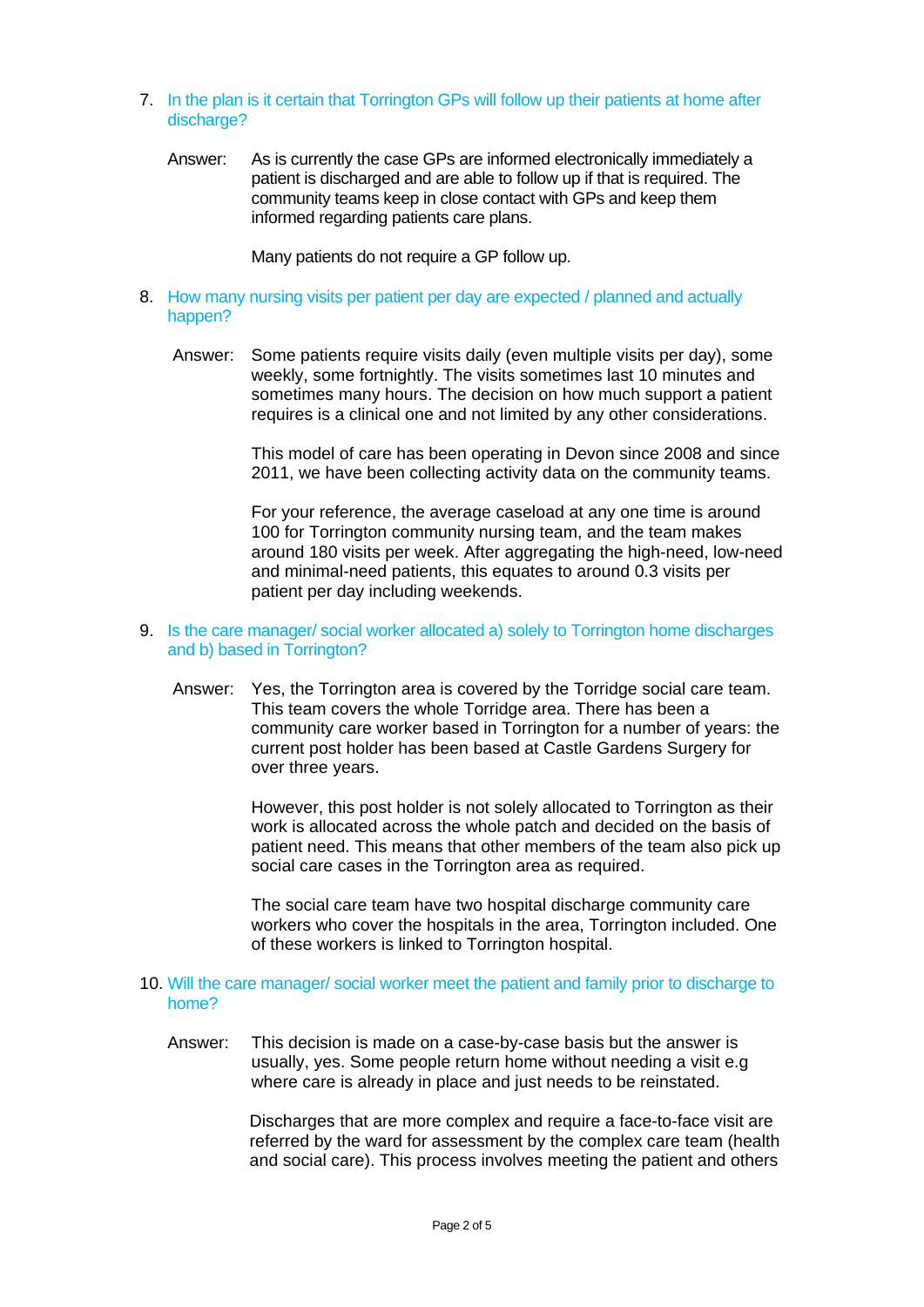7. In the plan is it certain that Torrington GPs will follow up their patients at home after discharge?

   Answer: As is currently the case GPs are informed electronically immediately a patient is discharged and are able to follow up if that is required. The community teams keep in close contact with GPs and keep them informed regarding patients care plans.

   Many patients do not require a GP follow up.

8. How many nursing visits per patient per day are expected / planned and actually happen?

   Answer: Some patients require visits daily (even multiple visits per day), some weekly, some fortnightly. The visits sometimes last 10 minutes and sometimes many hours. The decision on how much support a patient requires is a clinical one and not limited by any other considerations.

   This model of care has been operating in Devon since 2008 and since 2011, we have been collecting activity data on the community teams.

   For your reference, the average caseload at any one time is around 100 for Torrington community nursing team, and the team makes around 180 visits per week. After aggregating the high-need, low-need and minimal-need patients, this equates to around 0.3 visits per patient per day including weekends.

9. Is the care manager/ social worker allocated a) solely to Torrington home discharges and b) based in Torrington?

   Answer: Yes, the Torrington area is covered by the Torridge social care team. This team covers the whole Torridge area. There has been a community care worker based in Torrington for a number of years: the current post holder has been based at Castle Gardens Surgery for over three years.

   However, this post holder is not solely allocated to Torrington as their work is allocated across the whole patch and decided on the basis of patient need. This means that other members of the team also pick up social care cases in the Torrington area as required.

   The social care team have two hospital discharge community care workers who cover the hospitals in the area, Torrington included. One of these workers is linked to Torrington hospital.

10. Will the care manager/ social worker meet the patient and family prior to discharge to home?

    Answer: This decision is made on a case-by-case basis but the answer is usually, yes. Some people return home without needing a visit e.g where care is already in place and just needs to be reinstated.

    Discharges that are more complex and require a face-to-face visit are referred by the ward for assessment by the complex care team (health and social care). This process involves meeting the patient and others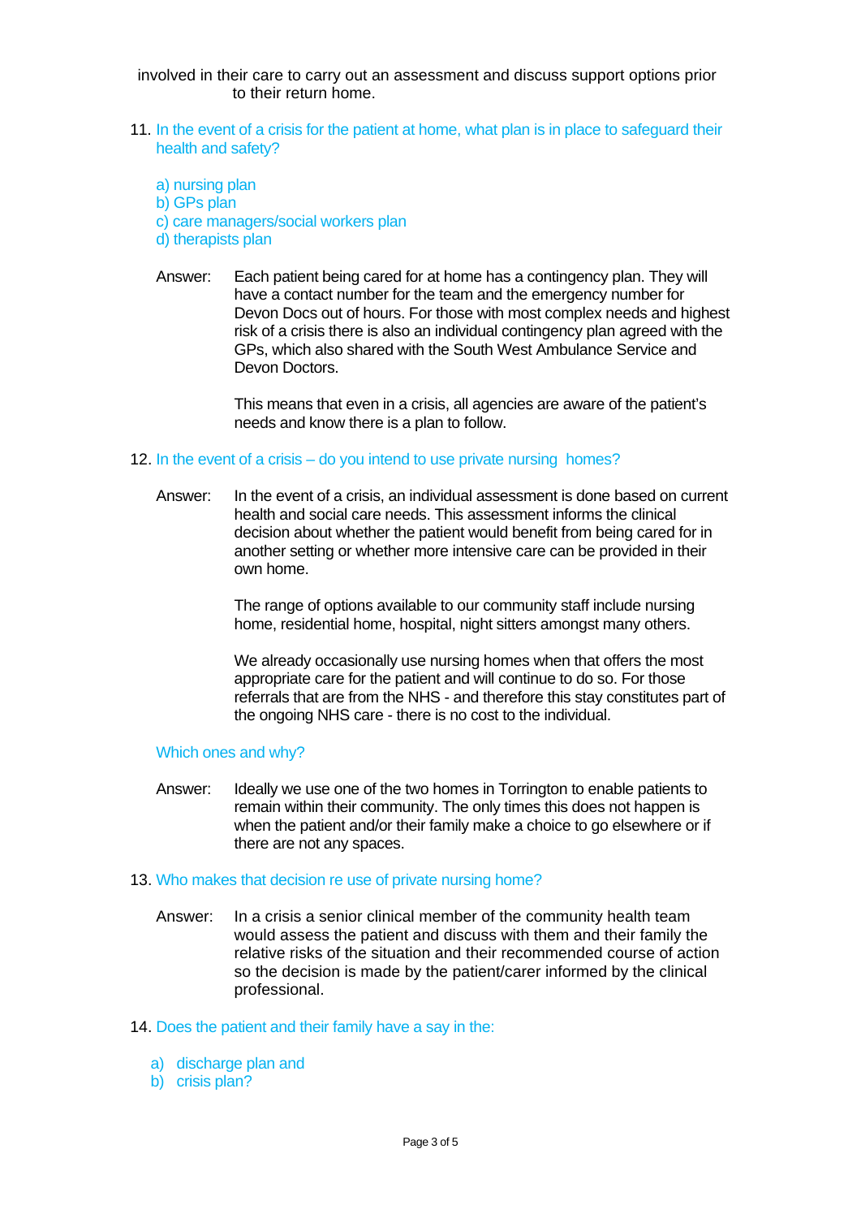involved in their care to carry out an assessment and discuss support options prior to their return home.

11. In the event of a crisis for the patient at home, what plan is in place to safeguard their health and safety?

    a) nursing plan
    b) GPs plan
    c) care managers/social workers plan
    d) therapists plan

    Answer: Each patient being cared for at home has a contingency plan. They will have a contact number for the team and the emergency number for Devon Docs out of hours. For those with most complex needs and highest risk of a crisis there is also an individual contingency plan agreed with the GPs, which also shared with the South West Ambulance Service and Devon Doctors.

    This means that even in a crisis, all agencies are aware of the patient's needs and know there is a plan to follow.

12. In the event of a crisis – do you intend to use private nursing homes?

    Answer: In the event of a crisis, an individual assessment is done based on current health and social care needs. This assessment informs the clinical decision about whether the patient would benefit from being cared for in another setting or whether more intensive care can be provided in their own home.

    The range of options available to our community staff include nursing home, residential home, hospital, night sitters amongst many others.

    We already occasionally use nursing homes when that offers the most appropriate care for the patient and will continue to do so. For those referrals that are from the NHS - and therefore this stay constitutes part of the ongoing NHS care - there is no cost to the individual.

    Which ones and why?

    Answer: Ideally we use one of the two homes in Torrington to enable patients to remain within their community. The only times this does not happen is when the patient and/or their family make a choice to go elsewhere or if there are not any spaces.

13. Who makes that decision re use of private nursing home?

    Answer: In a crisis a senior clinical member of the community health team would assess the patient and discuss with them and their family the relative risks of the situation and their recommended course of action so the decision is made by the patient/carer informed by the clinical professional.

14. Does the patient and their family have a say in the:

    a) discharge plan and
    b) crisis plan?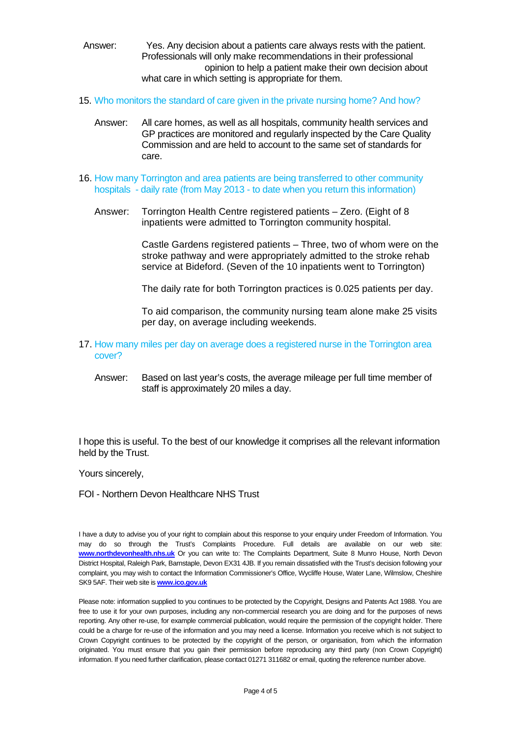Answer: Yes. Any decision about a patients care always rests with the patient. Professionals will only make recommendations in their professional opinion to help a patient make their own decision about what care in which setting is appropriate for them.

15. Who monitors the standard of care given in the private nursing home? And how?

    Answer: All care homes, as well as all hospitals, community health services and GP practices are monitored and regularly inspected by the Care Quality Commission and are held to account to the same set of standards for care.

16. How many Torrington and area patients are being transferred to other community hospitals - daily rate (from May 2013 - to date when you return this information)

    Answer: Torrington Health Centre registered patients – Zero. (Eight of 8 inpatients were admitted to Torrington community hospital.

    Castle Gardens registered patients – Three, two of whom were on the stroke pathway and were appropriately admitted to the stroke rehab service at Bideford. (Seven of the 10 inpatients went to Torrington)

    The daily rate for both Torrington practices is 0.025 patients per day.

    To aid comparison, the community nursing team alone make 25 visits per day, on average including weekends.

17. How many miles per day on average does a registered nurse in the Torrington area cover?

    Answer: Based on last year's costs, the average mileage per full time member of staff is approximately 20 miles a day.

I hope this is useful. To the best of our knowledge it comprises all the relevant information held by the Trust.

Yours sincerely,

FOI - Northern Devon Healthcare NHS Trust

I have a duty to advise you of your right to complain about this response to your enquiry under Freedom of Information. You may do so through the Trust's Complaints Procedure. Full details are available on our web site: **www.northdevonhealth.nhs.uk** Or you can write to: The Complaints Department, Suite 8 Munro House, North Devon District Hospital, Raleigh Park, Barnstaple, Devon EX31 4JB. If you remain dissatisfied with the Trust's decision following your complaint, you may wish to contact the Information Commissioner's Office, Wycliffe House, Water Lane, Wilmslow, Cheshire SK9 5AF. Their web site is **www.ico.gov.uk**

Please note: information supplied to you continues to be protected by the Copyright, Designs and Patents Act 1988. You are free to use it for your own purposes, including any non-commercial research you are doing and for the purposes of news reporting. Any other re-use, for example commercial publication, would require the permission of the copyright holder. There could be a charge for re-use of the information and you may need a license. Information you receive which is not subject to Crown Copyright continues to be protected by the copyright of the person, or organisation, from which the information originated. You must ensure that you gain their permission before reproducing any third party (non Crown Copyright) information. If you need further clarification, please contact 01271 311682 or email, quoting the reference number above.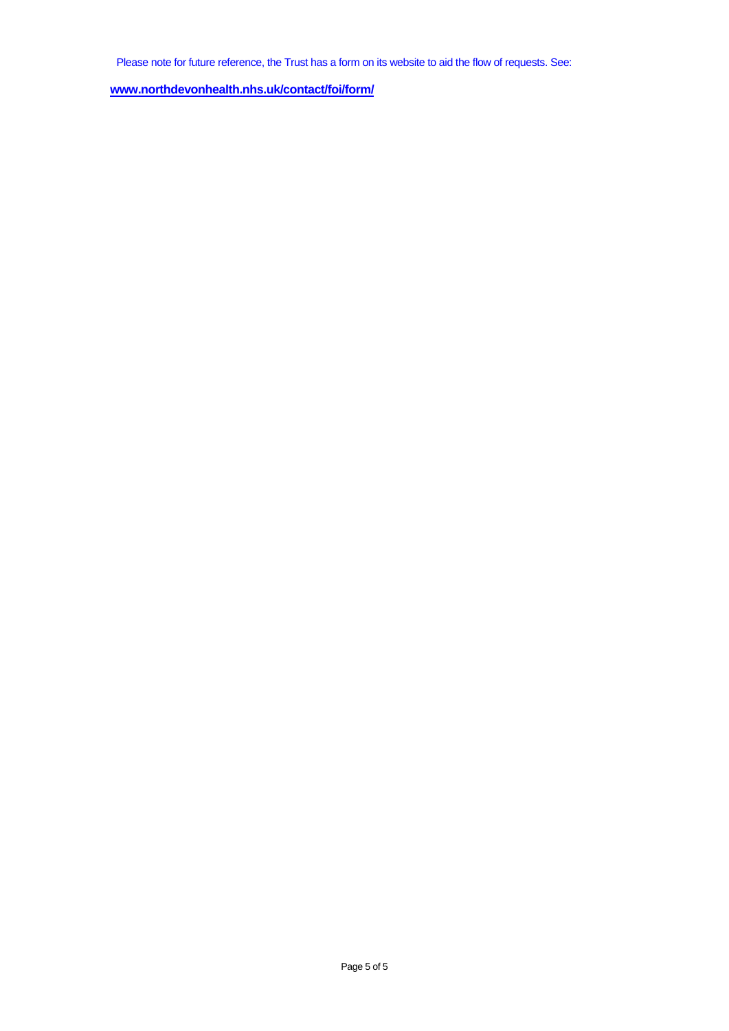Please note for future reference, the Trust has a form on its website to aid the flow of requests. See:

**www.northdevonhealth.nhs.uk/contact/foi/form/**